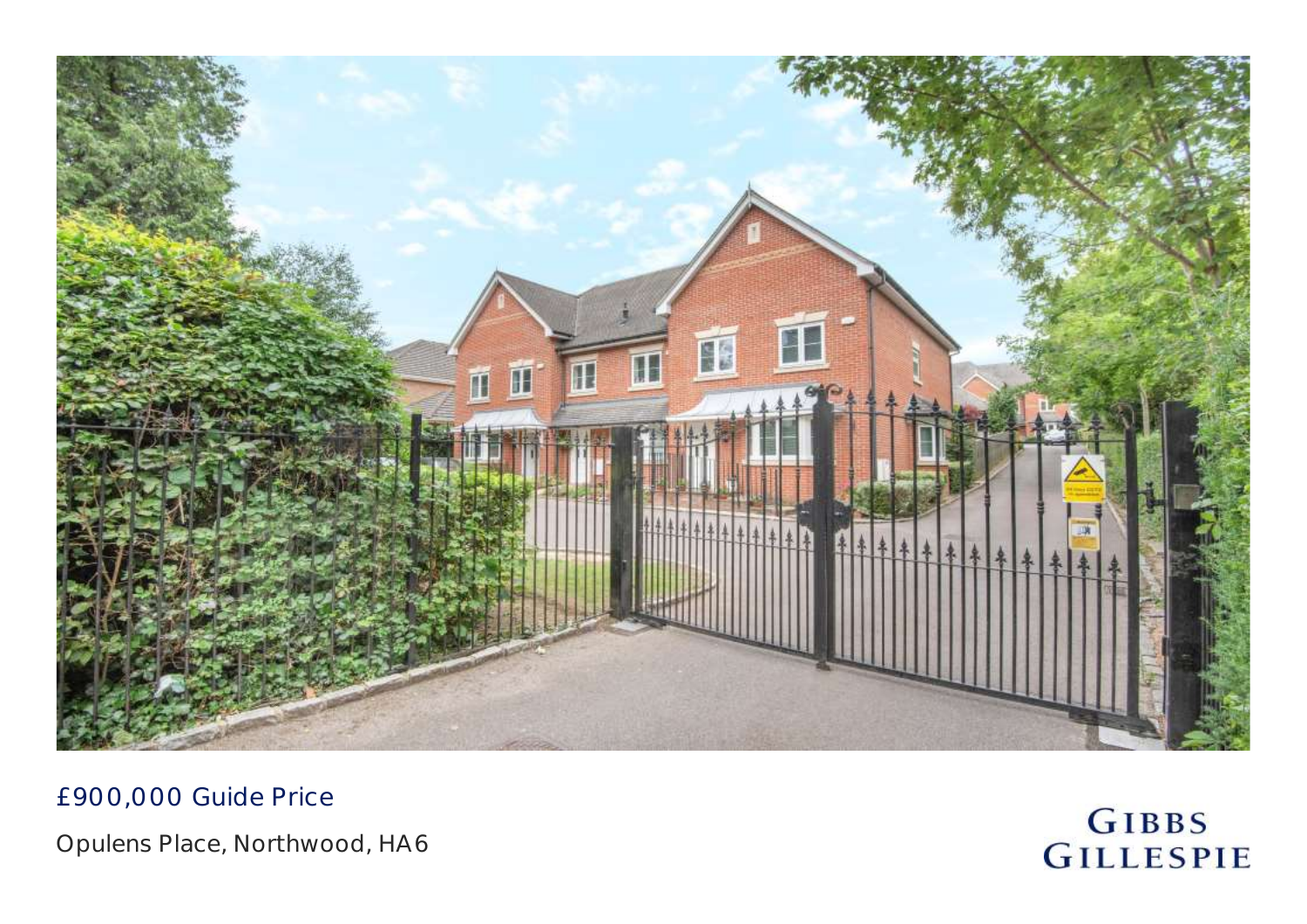£900,000 Guide Price

Opulens Place, Northwood, HA6

GIBBS GILLESPIE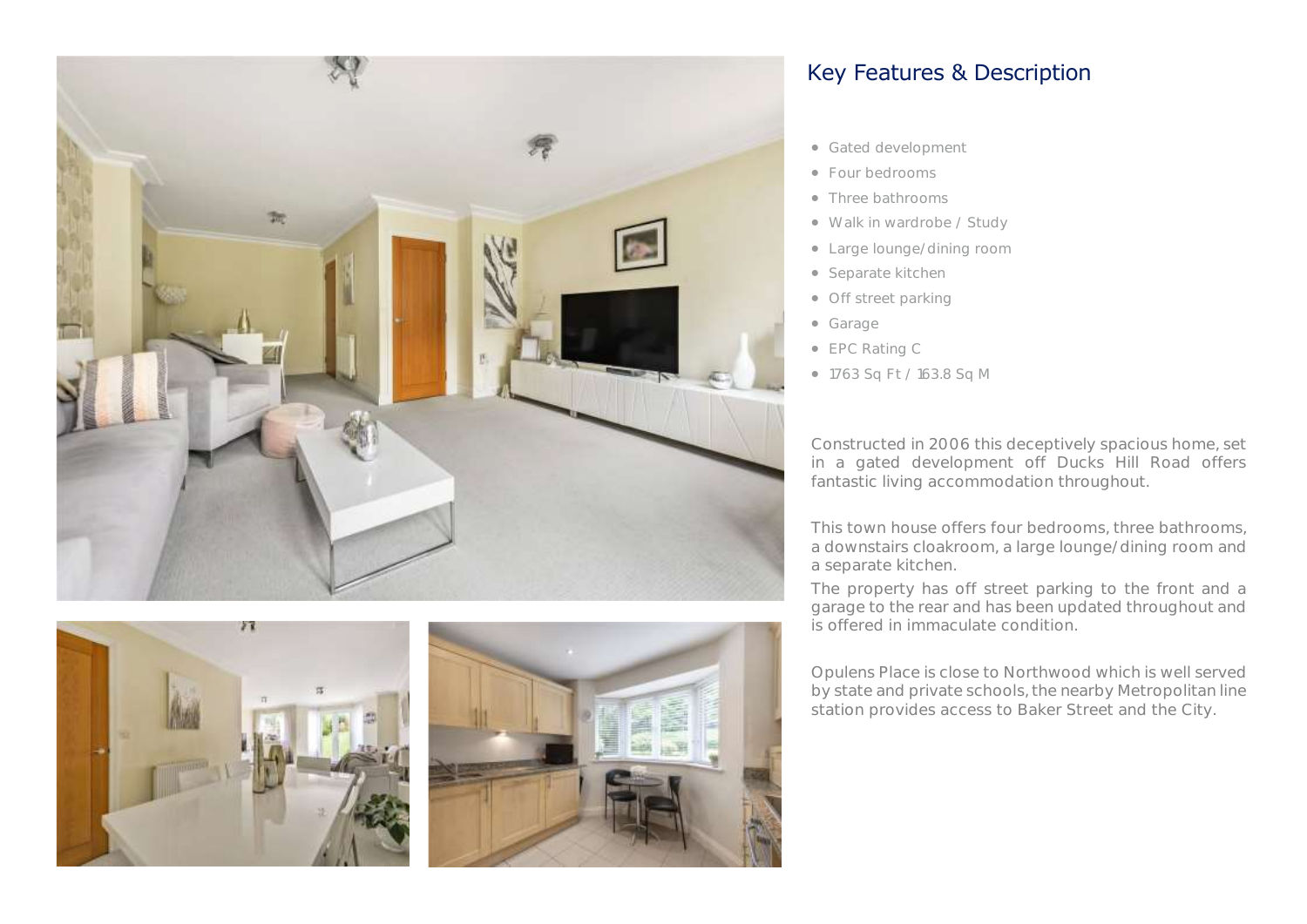## Key Features & Description

- Gated development
- Four bedrooms
- Three bathrooms
- Walk in wardrobe / Study
- Large lounge/dining room
- Separate kitchen
- Off street parking
- Garage
- EPC Rating C
- 1763 Sq Ft / 163.8 Sq M

Constructed in 2006 this deceptively spacious home, set in a gated development off Ducks Hill Road offers fantastic living accommodation throughout.

This town house offers four bedrooms, three bathrooms, a downstairs cloakroom, a large lounge/dining room and a separate kitchen.

The property has off street parking to the front and a garage to the rear and has been updated throughout and is offered in immaculate condition.

Opulens Place is close to Northwood which is well served by state and private schools, the nearby Metropolitan line station provides access to Baker Street and the City.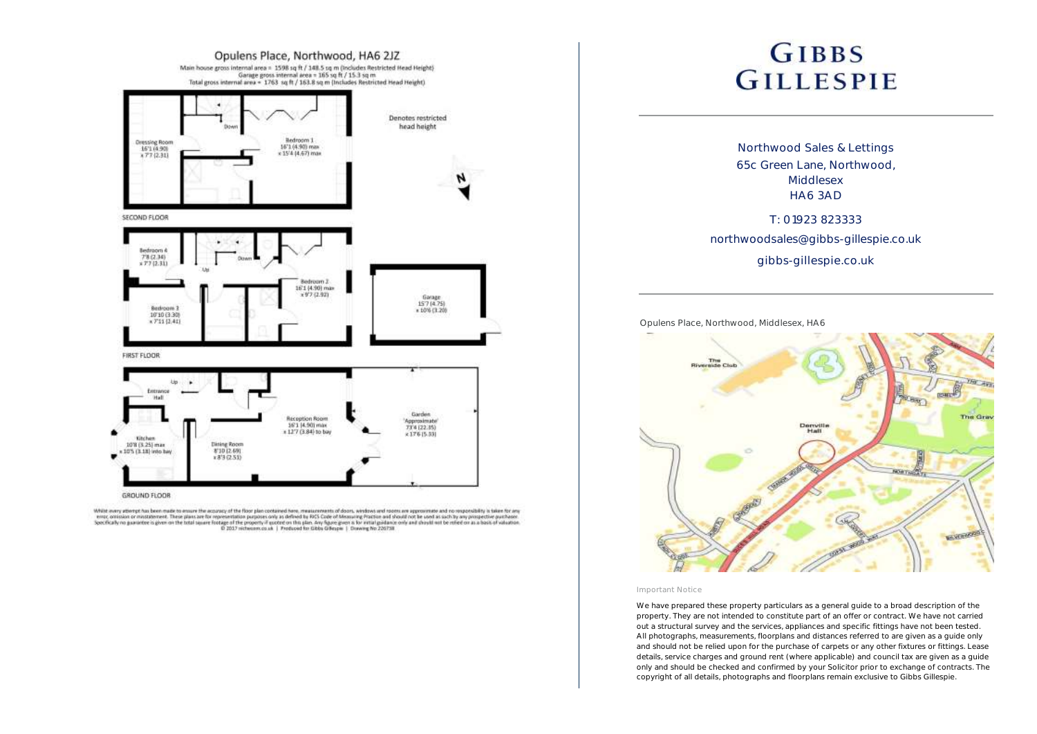# Opulens Place, Northwood, HA6 2JZ

Main house gross internal area = 1598 sq ft / 148.5 sq m (Includes Restricted Head Height)
Garage gross internal area = 165 sq ft / 15.3 sq m
Total gross internal area = 1763 sq ft / 163.8 sq m (Includes Restricted Head Height)

Denotes restricted head height

N

Dressing Room
16'1 (4.90)
x 7'7 (2.31)

Down

Bedroom 1
16'1 (4.90) max
x 15'4 (4.67) max

SECOND FLOOR

Bedroom 4
7'8 (2.34)
x 7'7 (2.31)

Up

Down

Bedroom 2
16'1 (4.90) max
x 9'7 (2.92)

Bedroom 3
10'10 (3.30)
x 7'11 (2.41)

Garage
15'7 (4.75)
x 10'6 (3.20)

FIRST FLOOR

Up

Entrance Hall

Kitchen
10'8 (3.25) max
x 10'5 (3.18) into bay

Dining Room
8'10 (2.69)
x 8'3 (2.51)

Reception Room
16'1 (4.90) max
x 12'7 (3.84) to bay

Garden
'Approximate'
73'4 (22.35)
x 17'6 (5.33)

GROUND FLOOR

Whilst every attempt has been made to ensure the accuracy of the floor plan contained here, measurements of doors, windows and rooms are approximate and no responsibility is taken for any error, omission or misstatement. These plans are for representation purposes only as defined by RICS Code of Measuring Practice and should not be used as such by any prospective purchaser. Specifically no guarantee is given on the total square footage of the property if quoted on this plan. Any figure given is for initial guidance only and should not be relied on as a basis of valuation.
© 2017 nichecom.co.uk | Produced for Gibbs Gillespie | Drawing No 226738

# GIBBS GILLESPIE

Northwood Sales & Lettings
65c Green Lane, Northwood,
Middlesex
HA6 3AD

T: 01923 823333
northwoodsales@gibbs-gillespie.co.uk
gibbs-gillespie.co.uk

Opulens Place, Northwood, Middlesex, HA6

Important Notice

We have prepared these property particulars as a general guide to a broad description of the property. They are not intended to constitute part of an offer or contract. We have not carried out a structural survey and the services, appliances and specific fittings have not been tested. All photographs, measurements, floorplans and distances referred to are given as a guide only and should not be relied upon for the purchase of carpets or any other fixtures or fittings. Lease details, service charges and ground rent (where applicable) and council tax are given as a guide only and should be checked and confirmed by your Solicitor prior to exchange of contracts. The copyright of all details, photographs and floorplans remain exclusive to Gibbs Gillespie.